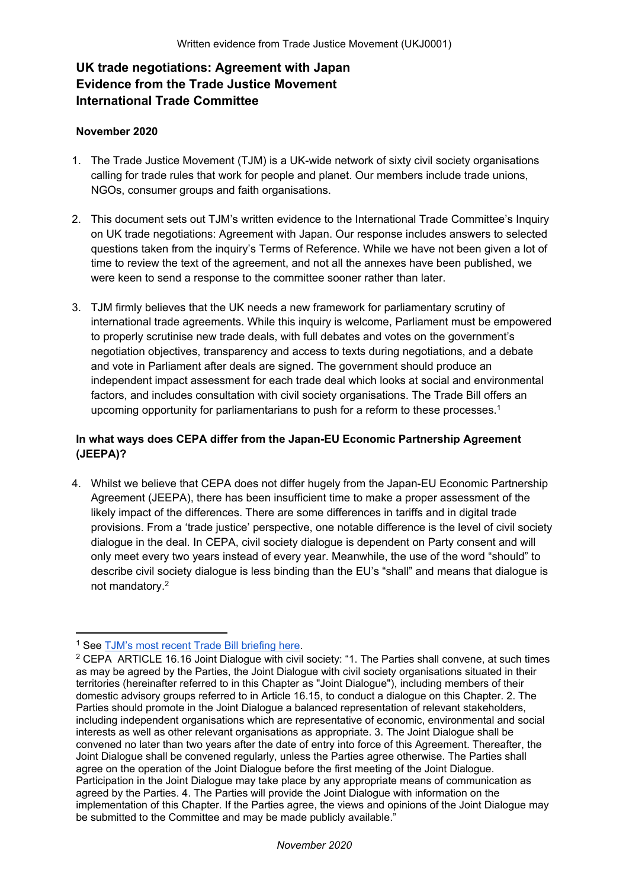Written evidence from Trade Justice Movement (UKJ0001)

# UK trade negotiations: Agreement with Japan
# Evidence from the Trade Justice Movement
# International Trade Committee

**November 2020**

1. The Trade Justice Movement (TJM) is a UK-wide network of sixty civil society organisations calling for trade rules that work for people and planet. Our members include trade unions, NGOs, consumer groups and faith organisations.

2. This document sets out TJM's written evidence to the International Trade Committee's Inquiry on UK trade negotiations: Agreement with Japan. Our response includes answers to selected questions taken from the inquiry's Terms of Reference. While we have not been given a lot of time to review the text of the agreement, and not all the annexes have been published, we were keen to send a response to the committee sooner rather than later.

3. TJM firmly believes that the UK needs a new framework for parliamentary scrutiny of international trade agreements. While this inquiry is welcome, Parliament must be empowered to properly scrutinise new trade deals, with full debates and votes on the government's negotiation objectives, transparency and access to texts during negotiations, and a debate and vote in Parliament after deals are signed. The government should produce an independent impact assessment for each trade deal which looks at social and environmental factors, and includes consultation with civil society organisations. The Trade Bill offers an upcoming opportunity for parliamentarians to push for a reform to these processes.[1]

## In what ways does CEPA differ from the Japan-EU Economic Partnership Agreement (JEEPA)?

4. Whilst we believe that CEPA does not differ hugely from the Japan-EU Economic Partnership Agreement (JEEPA), there has been insufficient time to make a proper assessment of the likely impact of the differences. There are some differences in tariffs and in digital trade provisions. From a 'trade justice' perspective, one notable difference is the level of civil society dialogue in the deal. In CEPA, civil society dialogue is dependent on Party consent and will only meet every two years instead of every year. Meanwhile, the use of the word "should" to describe civil society dialogue is less binding than the EU's "shall" and means that dialogue is not mandatory.[2]

---

[1] See TJM's most recent Trade Bill briefing here.

[2] CEPA ARTICLE 16.16 Joint Dialogue with civil society: "1. The Parties shall convene, at such times as may be agreed by the Parties, the Joint Dialogue with civil society organisations situated in their territories (hereinafter referred to in this Chapter as "Joint Dialogue"), including members of their domestic advisory groups referred to in Article 16.15, to conduct a dialogue on this Chapter. 2. The Parties should promote in the Joint Dialogue a balanced representation of relevant stakeholders, including independent organisations which are representative of economic, environmental and social interests as well as other relevant organisations as appropriate. 3. The Joint Dialogue shall be convened no later than two years after the date of entry into force of this Agreement. Thereafter, the Joint Dialogue shall be convened regularly, unless the Parties agree otherwise. The Parties shall agree on the operation of the Joint Dialogue before the first meeting of the Joint Dialogue. Participation in the Joint Dialogue may take place by any appropriate means of communication as agreed by the Parties. 4. The Parties will provide the Joint Dialogue with information on the implementation of this Chapter. If the Parties agree, the views and opinions of the Joint Dialogue may be submitted to the Committee and may be made publicly available."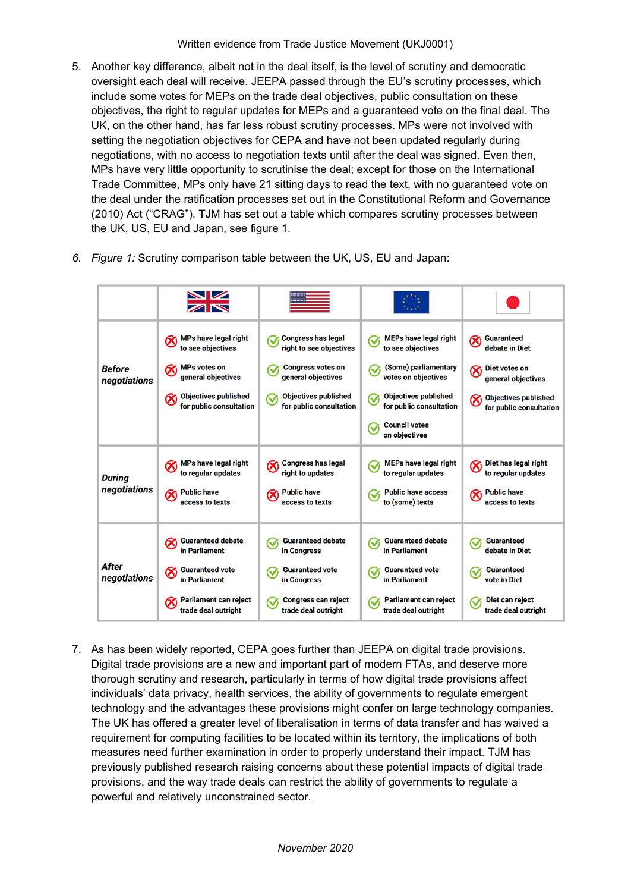5. Another key difference, albeit not in the deal itself, is the level of scrutiny and democratic oversight each deal will receive. JEEPA passed through the EU's scrutiny processes, which include some votes for MEPs on the trade deal objectives, public consultation on these objectives, the right to regular updates for MEPs and a guaranteed vote on the final deal. The UK, on the other hand, has far less robust scrutiny processes. MPs were not involved with setting the negotiation objectives for CEPA and have not been updated regularly during negotiations, with no access to negotiation texts until after the deal was signed. Even then, MPs have very little opportunity to scrutinise the deal; except for those on the International Trade Committee, MPs only have 21 sitting days to read the text, with no guaranteed vote on the deal under the ratification processes set out in the Constitutional Reform and Governance (2010) Act ("CRAG"). TJM has set out a table which compares scrutiny processes between the UK, US, EU and Japan, see figure 1.

6. *Figure 1:* Scrutiny comparison table between the UK, US, EU and Japan:

| | UK | US | EU | Japan |
|---|---|---|---|---|
| ***Before negotiations*** | ✗ MPs have legal right to see objectives<br>✗ MPs votes on general objectives<br>✗ Objectives published for public consultation | ✓ Congress has legal right to see objectives<br>✓ Congress votes on general objectives<br>✓ Objectives published for public consultation | ✓ MEPs have legal right to see objectives<br>✓ (Some) parliamentary votes on objectives<br>✓ Objectives published for public consultation<br>✓ Council votes on objectives | ✗ Guaranteed debate in Diet<br>✗ Diet votes on general objectives<br>✗ Objectives published for public consultation |
| ***During negotiations*** | ✗ MPs have legal right to regular updates<br>✗ Public have access to texts | ✗ Congress has legal right to updates<br>✗ Public have access to texts | ✓ MEPs have legal right to regular updates<br>✓ Public have access to (some) texts | ✗ Diet has legal right to regular updates<br>✗ Public have access to texts |
| ***After negotiations*** | ✗ Guaranteed debate in Parliament<br>✗ Guaranteed vote in Parliament<br>✗ Parliament can reject trade deal outright | ✓ Guaranteed debate in Congress<br>✓ Guaranteed vote in Congress<br>✓ Congress can reject trade deal outright | ✓ Guaranteed debate in Parliament<br>✓ Guaranteed vote in Parliament<br>✓ Parliament can reject trade deal outright | ✓ Guaranteed debate in Diet<br>✓ Guaranteed vote in Diet<br>✓ Diet can reject trade deal outright |

7. As has been widely reported, CEPA goes further than JEEPA on digital trade provisions. Digital trade provisions are a new and important part of modern FTAs, and deserve more thorough scrutiny and research, particularly in terms of how digital trade provisions affect individuals' data privacy, health services, the ability of governments to regulate emergent technology and the advantages these provisions might confer on large technology companies. The UK has offered a greater level of liberalisation in terms of data transfer and has waived a requirement for computing facilities to be located within its territory, the implications of both measures need further examination in order to properly understand their impact. TJM has previously published research raising concerns about these potential impacts of digital trade provisions, and the way trade deals can restrict the ability of governments to regulate a powerful and relatively unconstrained sector.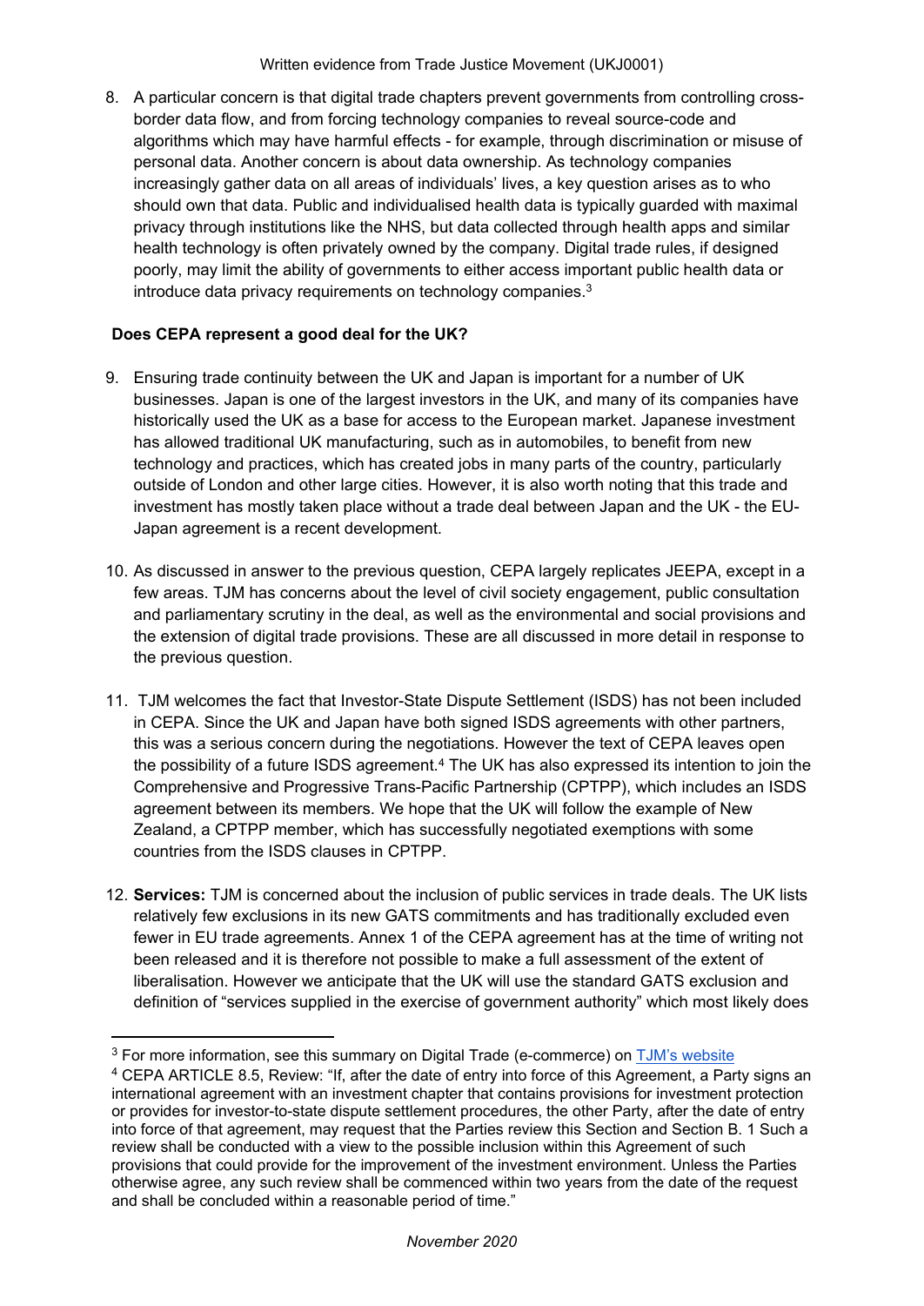8. A particular concern is that digital trade chapters prevent governments from controlling cross-border data flow, and from forcing technology companies to reveal source-code and algorithms which may have harmful effects - for example, through discrimination or misuse of personal data. Another concern is about data ownership. As technology companies increasingly gather data on all areas of individuals' lives, a key question arises as to who should own that data. Public and individualised health data is typically guarded with maximal privacy through institutions like the NHS, but data collected through health apps and similar health technology is often privately owned by the company. Digital trade rules, if designed poorly, may limit the ability of governments to either access important public health data or introduce data privacy requirements on technology companies.[3]

**Does CEPA represent a good deal for the UK?**

9. Ensuring trade continuity between the UK and Japan is important for a number of UK businesses. Japan is one of the largest investors in the UK, and many of its companies have historically used the UK as a base for access to the European market. Japanese investment has allowed traditional UK manufacturing, such as in automobiles, to benefit from new technology and practices, which has created jobs in many parts of the country, particularly outside of London and other large cities. However, it is also worth noting that this trade and investment has mostly taken place without a trade deal between Japan and the UK - the EU-Japan agreement is a recent development.

10. As discussed in answer to the previous question, CEPA largely replicates JEEPA, except in a few areas. TJM has concerns about the level of civil society engagement, public consultation and parliamentary scrutiny in the deal, as well as the environmental and social provisions and the extension of digital trade provisions. These are all discussed in more detail in response to the previous question.

11. TJM welcomes the fact that Investor-State Dispute Settlement (ISDS) has not been included in CEPA. Since the UK and Japan have both signed ISDS agreements with other partners, this was a serious concern during the negotiations. However the text of CEPA leaves open the possibility of a future ISDS agreement.[4] The UK has also expressed its intention to join the Comprehensive and Progressive Trans-Pacific Partnership (CPTPP), which includes an ISDS agreement between its members. We hope that the UK will follow the example of New Zealand, a CPTPP member, which has successfully negotiated exemptions with some countries from the ISDS clauses in CPTPP.

12. **Services:** TJM is concerned about the inclusion of public services in trade deals. The UK lists relatively few exclusions in its new GATS commitments and has traditionally excluded even fewer in EU trade agreements. Annex 1 of the CEPA agreement has at the time of writing not been released and it is therefore not possible to make a full assessment of the extent of liberalisation. However we anticipate that the UK will use the standard GATS exclusion and definition of "services supplied in the exercise of government authority" which most likely does

---

[3] For more information, see this summary on Digital Trade (e-commerce) on TJM's website

[4] CEPA ARTICLE 8.5, Review: "If, after the date of entry into force of this Agreement, a Party signs an international agreement with an investment chapter that contains provisions for investment protection or provides for investor-to-state dispute settlement procedures, the other Party, after the date of entry into force of that agreement, may request that the Parties review this Section and Section B. 1 Such a review shall be conducted with a view to the possible inclusion within this Agreement of such provisions that could provide for the improvement of the investment environment. Unless the Parties otherwise agree, any such review shall be commenced within two years from the date of the request and shall be concluded within a reasonable period of time."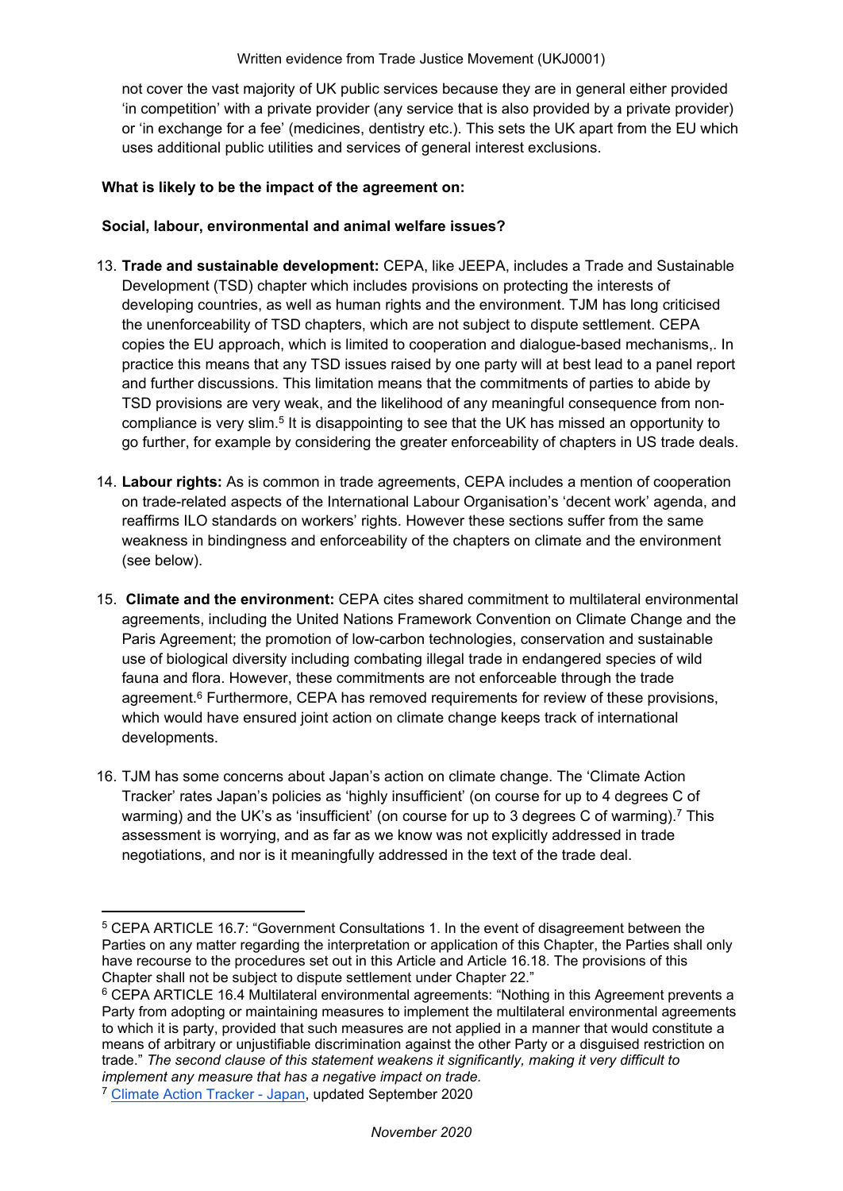not cover the vast majority of UK public services because they are in general either provided 'in competition' with a private provider (any service that is also provided by a private provider) or 'in exchange for a fee' (medicines, dentistry etc.). This sets the UK apart from the EU which uses additional public utilities and services of general interest exclusions.

**What is likely to be the impact of the agreement on:**

**Social, labour, environmental and animal welfare issues?**

13. **Trade and sustainable development:** CEPA, like JEEPA, includes a Trade and Sustainable Development (TSD) chapter which includes provisions on protecting the interests of developing countries, as well as human rights and the environment. TJM has long criticised the unenforceability of TSD chapters, which are not subject to dispute settlement. CEPA copies the EU approach, which is limited to cooperation and dialogue-based mechanisms,. In practice this means that any TSD issues raised by one party will at best lead to a panel report and further discussions. This limitation means that the commitments of parties to abide by TSD provisions are very weak, and the likelihood of any meaningful consequence from non-compliance is very slim.[5] It is disappointing to see that the UK has missed an opportunity to go further, for example by considering the greater enforceability of chapters in US trade deals.

14. **Labour rights:** As is common in trade agreements, CEPA includes a mention of cooperation on trade-related aspects of the International Labour Organisation's 'decent work' agenda, and reaffirms ILO standards on workers' rights. However these sections suffer from the same weakness in bindingness and enforceability of the chapters on climate and the environment (see below).

15. **Climate and the environment:** CEPA cites shared commitment to multilateral environmental agreements, including the United Nations Framework Convention on Climate Change and the Paris Agreement; the promotion of low-carbon technologies, conservation and sustainable use of biological diversity including combating illegal trade in endangered species of wild fauna and flora. However, these commitments are not enforceable through the trade agreement.[6] Furthermore, CEPA has removed requirements for review of these provisions, which would have ensured joint action on climate change keeps track of international developments.

16. TJM has some concerns about Japan's action on climate change. The 'Climate Action Tracker' rates Japan's policies as 'highly insufficient' (on course for up to 4 degrees C of warming) and the UK's as 'insufficient' (on course for up to 3 degrees C of warming).[7] This assessment is worrying, and as far as we know was not explicitly addressed in trade negotiations, and nor is it meaningfully addressed in the text of the trade deal.

---

[5] CEPA ARTICLE 16.7: "Government Consultations 1. In the event of disagreement between the Parties on any matter regarding the interpretation or application of this Chapter, the Parties shall only have recourse to the procedures set out in this Article and Article 16.18. The provisions of this Chapter shall not be subject to dispute settlement under Chapter 22."

[6] CEPA ARTICLE 16.4 Multilateral environmental agreements: "Nothing in this Agreement prevents a Party from adopting or maintaining measures to implement the multilateral environmental agreements to which it is party, provided that such measures are not applied in a manner that would constitute a means of arbitrary or unjustifiable discrimination against the other Party or a disguised restriction on trade." *The second clause of this statement weakens it significantly, making it very difficult to implement any measure that has a negative impact on trade.*

[7] Climate Action Tracker - Japan, updated September 2020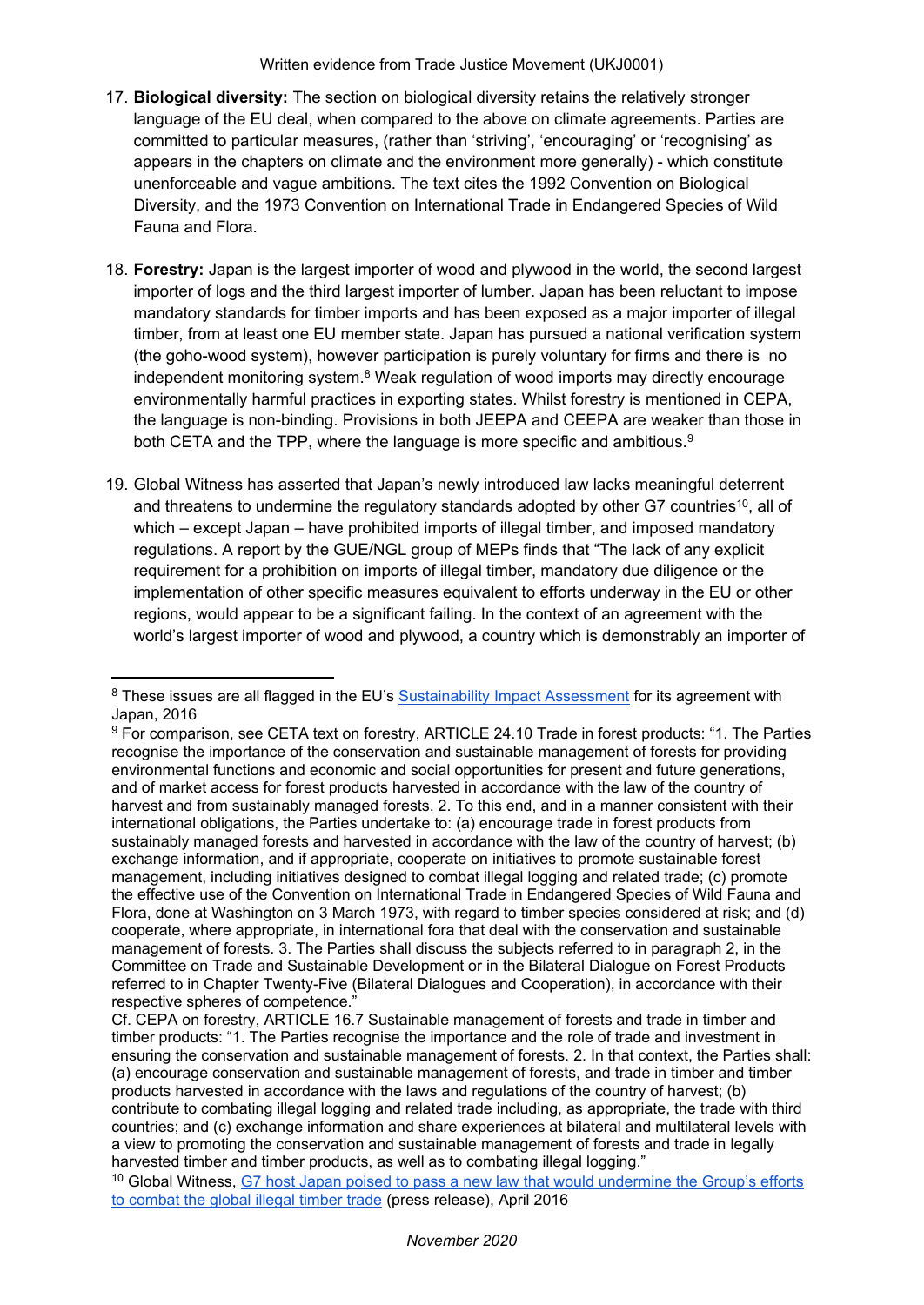17. **Biological diversity:** The section on biological diversity retains the relatively stronger language of the EU deal, when compared to the above on climate agreements. Parties are committed to particular measures, (rather than 'striving', 'encouraging' or 'recognising' as appears in the chapters on climate and the environment more generally) - which constitute unenforceable and vague ambitions. The text cites the 1992 Convention on Biological Diversity, and the 1973 Convention on International Trade in Endangered Species of Wild Fauna and Flora.

18. **Forestry:** Japan is the largest importer of wood and plywood in the world, the second largest importer of logs and the third largest importer of lumber. Japan has been reluctant to impose mandatory standards for timber imports and has been exposed as a major importer of illegal timber, from at least one EU member state. Japan has pursued a national verification system (the goho-wood system), however participation is purely voluntary for firms and there is no independent monitoring system.[8] Weak regulation of wood imports may directly encourage environmentally harmful practices in exporting states. Whilst forestry is mentioned in CEPA, the language is non-binding. Provisions in both JEEPA and CEEPA are weaker than those in both CETA and the TPP, where the language is more specific and ambitious.[9]

19. Global Witness has asserted that Japan's newly introduced law lacks meaningful deterrent and threatens to undermine the regulatory standards adopted by other G7 countries[10], all of which – except Japan – have prohibited imports of illegal timber, and imposed mandatory regulations. A report by the GUE/NGL group of MEPs finds that "The lack of any explicit requirement for a prohibition on imports of illegal timber, mandatory due diligence or the implementation of other specific measures equivalent to efforts underway in the EU or other regions, would appear to be a significant failing. In the context of an agreement with the world's largest importer of wood and plywood, a country which is demonstrably an importer of

---

[8] These issues are all flagged in the EU's [Sustainability Impact Assessment](#) for its agreement with Japan, 2016

[9] For comparison, see CETA text on forestry, ARTICLE 24.10 Trade in forest products: "1. The Parties recognise the importance of the conservation and sustainable management of forests for providing environmental functions and economic and social opportunities for present and future generations, and of market access for forest products harvested in accordance with the law of the country of harvest and from sustainably managed forests. 2. To this end, and in a manner consistent with their international obligations, the Parties undertake to: (a) encourage trade in forest products from sustainably managed forests and harvested in accordance with the law of the country of harvest; (b) exchange information, and if appropriate, cooperate on initiatives to promote sustainable forest management, including initiatives designed to combat illegal logging and related trade; (c) promote the effective use of the Convention on International Trade in Endangered Species of Wild Fauna and Flora, done at Washington on 3 March 1973, with regard to timber species considered at risk; and (d) cooperate, where appropriate, in international fora that deal with the conservation and sustainable management of forests. 3. The Parties shall discuss the subjects referred to in paragraph 2, in the Committee on Trade and Sustainable Development or in the Bilateral Dialogue on Forest Products referred to in Chapter Twenty-Five (Bilateral Dialogues and Cooperation), in accordance with their respective spheres of competence."

Cf. CEPA on forestry, ARTICLE 16.7 Sustainable management of forests and trade in timber and timber products: "1. The Parties recognise the importance and the role of trade and investment in ensuring the conservation and sustainable management of forests. 2. In that context, the Parties shall: (a) encourage conservation and sustainable management of forests, and trade in timber and timber products harvested in accordance with the laws and regulations of the country of harvest; (b) contribute to combating illegal logging and related trade including, as appropriate, the trade with third countries; and (c) exchange information and share experiences at bilateral and multilateral levels with a view to promoting the conservation and sustainable management of forests and trade in legally harvested timber and timber products, as well as to combating illegal logging."

[10] Global Witness, [G7 host Japan poised to pass a new law that would undermine the Group's efforts to combat the global illegal timber trade](#) (press release), April 2016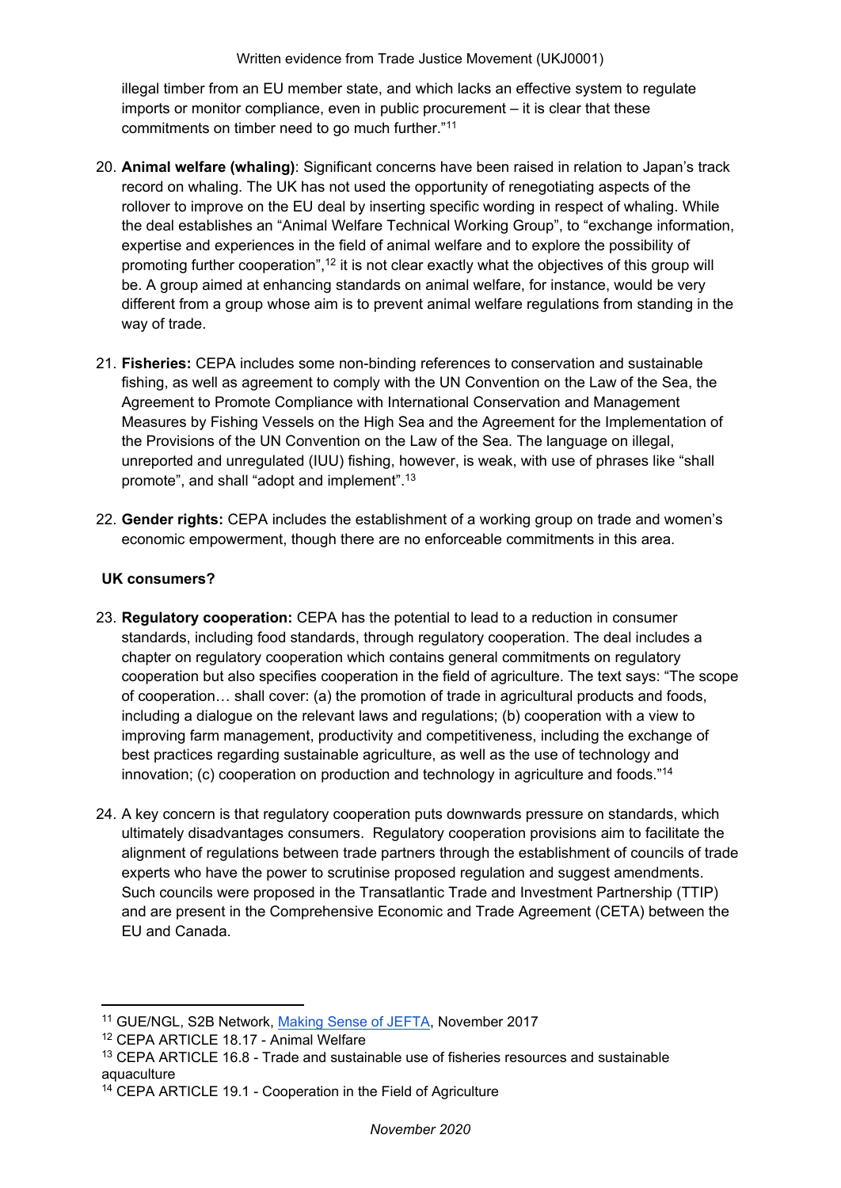illegal timber from an EU member state, and which lacks an effective system to regulate imports or monitor compliance, even in public procurement – it is clear that these commitments on timber need to go much further."[11]

20. **Animal welfare (whaling)**: Significant concerns have been raised in relation to Japan's track record on whaling. The UK has not used the opportunity of renegotiating aspects of the rollover to improve on the EU deal by inserting specific wording in respect of whaling. While the deal establishes an "Animal Welfare Technical Working Group", to "exchange information, expertise and experiences in the field of animal welfare and to explore the possibility of promoting further cooperation",[12] it is not clear exactly what the objectives of this group will be. A group aimed at enhancing standards on animal welfare, for instance, would be very different from a group whose aim is to prevent animal welfare regulations from standing in the way of trade.

21. **Fisheries:** CEPA includes some non-binding references to conservation and sustainable fishing, as well as agreement to comply with the UN Convention on the Law of the Sea, the Agreement to Promote Compliance with International Conservation and Management Measures by Fishing Vessels on the High Sea and the Agreement for the Implementation of the Provisions of the UN Convention on the Law of the Sea*.* The language on illegal, unreported and unregulated (IUU) fishing, however, is weak, with use of phrases like "shall promote", and shall "adopt and implement".[13]

22. **Gender rights:** CEPA includes the establishment of a working group on trade and women's economic empowerment, though there are no enforceable commitments in this area.

**UK consumers?**

23. **Regulatory cooperation:** CEPA has the potential to lead to a reduction in consumer standards, including food standards, through regulatory cooperation. The deal includes a chapter on regulatory cooperation which contains general commitments on regulatory cooperation but also specifies cooperation in the field of agriculture. The text says: "The scope of cooperation… shall cover: (a) the promotion of trade in agricultural products and foods, including a dialogue on the relevant laws and regulations; (b) cooperation with a view to improving farm management, productivity and competitiveness, including the exchange of best practices regarding sustainable agriculture, as well as the use of technology and innovation; (c) cooperation on production and technology in agriculture and foods."[14]

24. A key concern is that regulatory cooperation puts downwards pressure on standards, which ultimately disadvantages consumers. Regulatory cooperation provisions aim to facilitate the alignment of regulations between trade partners through the establishment of councils of trade experts who have the power to scrutinise proposed regulation and suggest amendments. Such councils were proposed in the Transatlantic Trade and Investment Partnership (TTIP) and are present in the Comprehensive Economic and Trade Agreement (CETA) between the EU and Canada.

---

[11] GUE/NGL, S2B Network, Making Sense of JEFTA, November 2017

[12] CEPA ARTICLE 18.17 - Animal Welfare

[13] CEPA ARTICLE 16.8 - Trade and sustainable use of fisheries resources and sustainable aquaculture

[14] CEPA ARTICLE 19.1 - Cooperation in the Field of Agriculture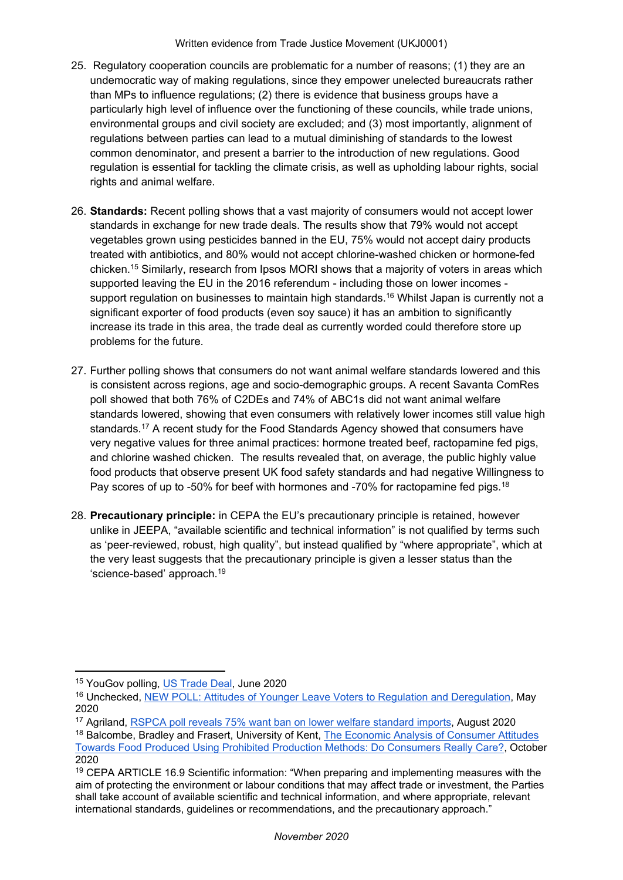25. Regulatory cooperation councils are problematic for a number of reasons; (1) they are an undemocratic way of making regulations, since they empower unelected bureaucrats rather than MPs to influence regulations; (2) there is evidence that business groups have a particularly high level of influence over the functioning of these councils, while trade unions, environmental groups and civil society are excluded; and (3) most importantly, alignment of regulations between parties can lead to a mutual diminishing of standards to the lowest common denominator, and present a barrier to the introduction of new regulations. Good regulation is essential for tackling the climate crisis, as well as upholding labour rights, social rights and animal welfare.

26. **Standards:** Recent polling shows that a vast majority of consumers would not accept lower standards in exchange for new trade deals. The results show that 79% would not accept vegetables grown using pesticides banned in the EU, 75% would not accept dairy products treated with antibiotics, and 80% would not accept chlorine-washed chicken or hormone-fed chicken.[15] Similarly, research from Ipsos MORI shows that a majority of voters in areas which supported leaving the EU in the 2016 referendum - including those on lower incomes - support regulation on businesses to maintain high standards.[16] Whilst Japan is currently not a significant exporter of food products (even soy sauce) it has an ambition to significantly increase its trade in this area, the trade deal as currently worded could therefore store up problems for the future.

27. Further polling shows that consumers do not want animal welfare standards lowered and this is consistent across regions, age and socio-demographic groups. A recent Savanta ComRes poll showed that both 76% of C2DEs and 74% of ABC1s did not want animal welfare standards lowered, showing that even consumers with relatively lower incomes still value high standards.[17] A recent study for the Food Standards Agency showed that consumers have very negative values for three animal practices: hormone treated beef, ractopamine fed pigs, and chlorine washed chicken. The results revealed that, on average, the public highly value food products that observe present UK food safety standards and had negative Willingness to Pay scores of up to -50% for beef with hormones and -70% for ractopamine fed pigs.[18]

28. **Precautionary principle:** in CEPA the EU's precautionary principle is retained, however unlike in JEEPA, "available scientific and technical information" is not qualified by terms such as 'peer-reviewed, robust, high quality", but instead qualified by "where appropriate", which at the very least suggests that the precautionary principle is given a lesser status than the 'science-based' approach.[19]

---

[15] YouGov polling, US Trade Deal, June 2020

[16] Unchecked, NEW POLL: Attitudes of Younger Leave Voters to Regulation and Deregulation, May 2020

[17] Agriland, RSPCA poll reveals 75% want ban on lower welfare standard imports, August 2020

[18] Balcombe, Bradley and Frasert, University of Kent, The Economic Analysis of Consumer Attitudes Towards Food Produced Using Prohibited Production Methods: Do Consumers Really Care?, October 2020

[19] CEPA ARTICLE 16.9 Scientific information: "When preparing and implementing measures with the aim of protecting the environment or labour conditions that may affect trade or investment, the Parties shall take account of available scientific and technical information, and where appropriate, relevant international standards, guidelines or recommendations, and the precautionary approach."

*November 2020*